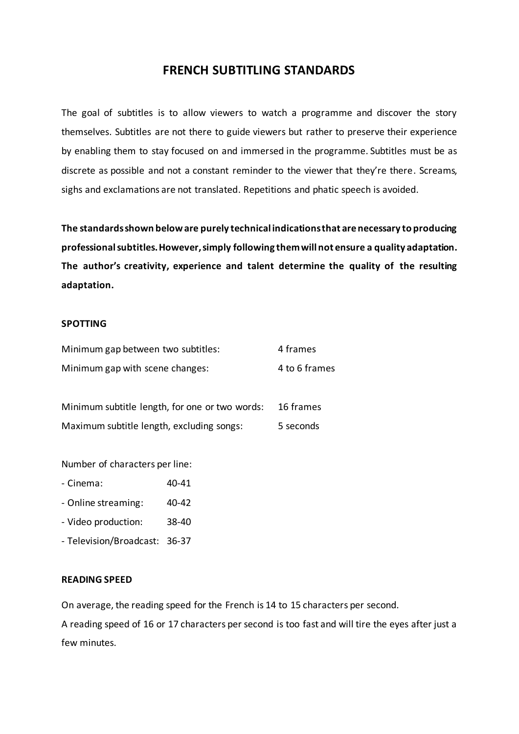# FRENCH SUBTITLING STANDARDS

The goal of subtitles is to allow viewers to watch a programme and discover the story themselves. Subtitles are not there to guide viewers but rather to preserve their experience by enabling them to stay focused on and immersed in the programme. Subtitles must be as discrete as possible and not a constant reminder to the viewer that they're there. Screams, sighs and exclamations are not translated. Repetitions and phatic speech is avoided.

**The standards shown below are purely technical indications that are necessary to producing professional subtitles. However, simply following them will not ensure a quality adaptation. The author's creativity, experience and talent determine the quality of the resulting adaptation.**

## SPOTTING

| | |
|---|---|
| Minimum gap between two subtitles: | 4 frames |
| Minimum gap with scene changes: | 4 to 6 frames |
| Minimum subtitle length, for one or two words: | 16 frames |
| Maximum subtitle length, excluding songs: | 5 seconds |

Number of characters per line:

| | |
|---|---|
| - Cinema: | 40-41 |
| - Online streaming: | 40-42 |
| - Video production: | 38-40 |
| - Television/Broadcast: | 36-37 |

## READING SPEED

On average, the reading speed for the French is 14 to 15 characters per second.

A reading speed of 16 or 17 characters per second is too fast and will tire the eyes after just a few minutes.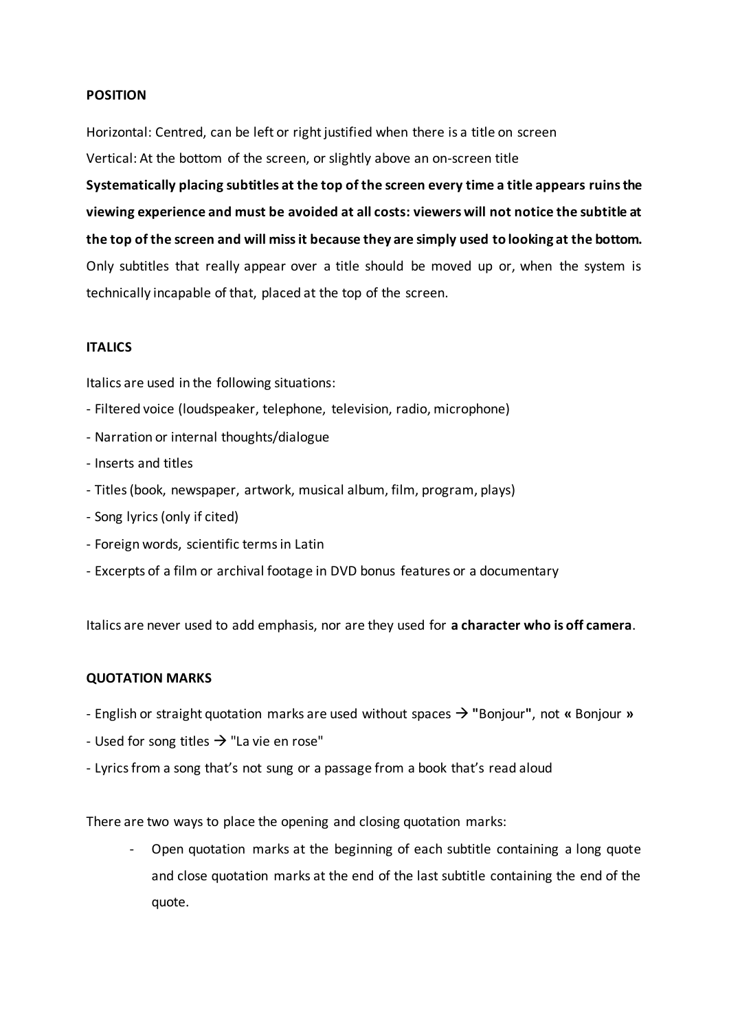**POSITION**

Horizontal: Centred, can be left or right justified when there is a title on screen

Vertical: At the bottom of the screen, or slightly above an on-screen title

**Systematically placing subtitles at the top of the screen every time a title appears ruins the viewing experience and must be avoided at all costs: viewers will not notice the subtitle at the top of the screen and will miss it because they are simply used to looking at the bottom.** Only subtitles that really appear over a title should be moved up or, when the system is technically incapable of that, placed at the top of the screen.

**ITALICS**

Italics are used in the following situations:

- Filtered voice (loudspeaker, telephone, television, radio, microphone)
- Narration or internal thoughts/dialogue
- Inserts and titles
- Titles (book, newspaper, artwork, musical album, film, program, plays)
- Song lyrics (only if cited)
- Foreign words, scientific terms in Latin
- Excerpts of a film or archival footage in DVD bonus features or a documentary

Italics are never used to add emphasis, nor are they used for **a character who is off camera**.

**QUOTATION MARKS**

- English or straight quotation marks are used without spaces → **"**Bonjour**"**, not **«** Bonjour **»**
- Used for song titles → "La vie en rose"
- Lyrics from a song that's not sung or a passage from a book that's read aloud

There are two ways to place the opening and closing quotation marks:

- Open quotation marks at the beginning of each subtitle containing a long quote and close quotation marks at the end of the last subtitle containing the end of the quote.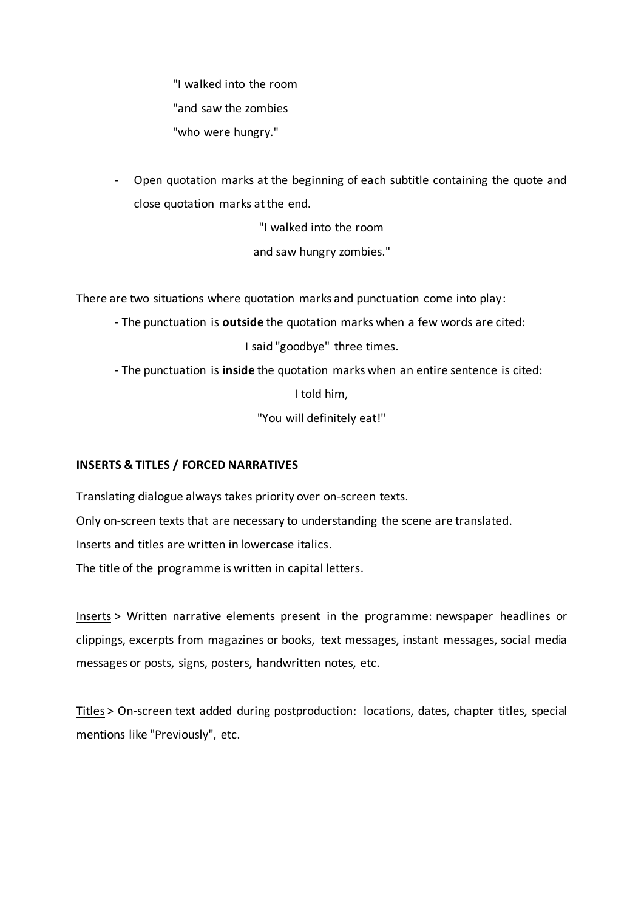"I walked into the room

"and saw the zombies

"who were hungry."

- Open quotation marks at the beginning of each subtitle containing the quote and close quotation marks at the end.

"I walked into the room

and saw hungry zombies."

There are two situations where quotation marks and punctuation come into play:

- The punctuation is **outside** the quotation marks when a few words are cited:

I said "goodbye" three times.

- The punctuation is **inside** the quotation marks when an entire sentence is cited:

I told him,

"You will definitely eat!"

**INSERTS & TITLES / FORCED NARRATIVES**

Translating dialogue always takes priority over on-screen texts.

Only on-screen texts that are necessary to understanding the scene are translated.

Inserts and titles are written in lowercase italics.

The title of the programme is written in capital letters.

<u>Inserts</u> > Written narrative elements present in the programme: newspaper headlines or clippings, excerpts from magazines or books, text messages, instant messages, social media messages or posts, signs, posters, handwritten notes, etc.

<u>Titles</u> > On-screen text added during postproduction: locations, dates, chapter titles, special mentions like "Previously", etc.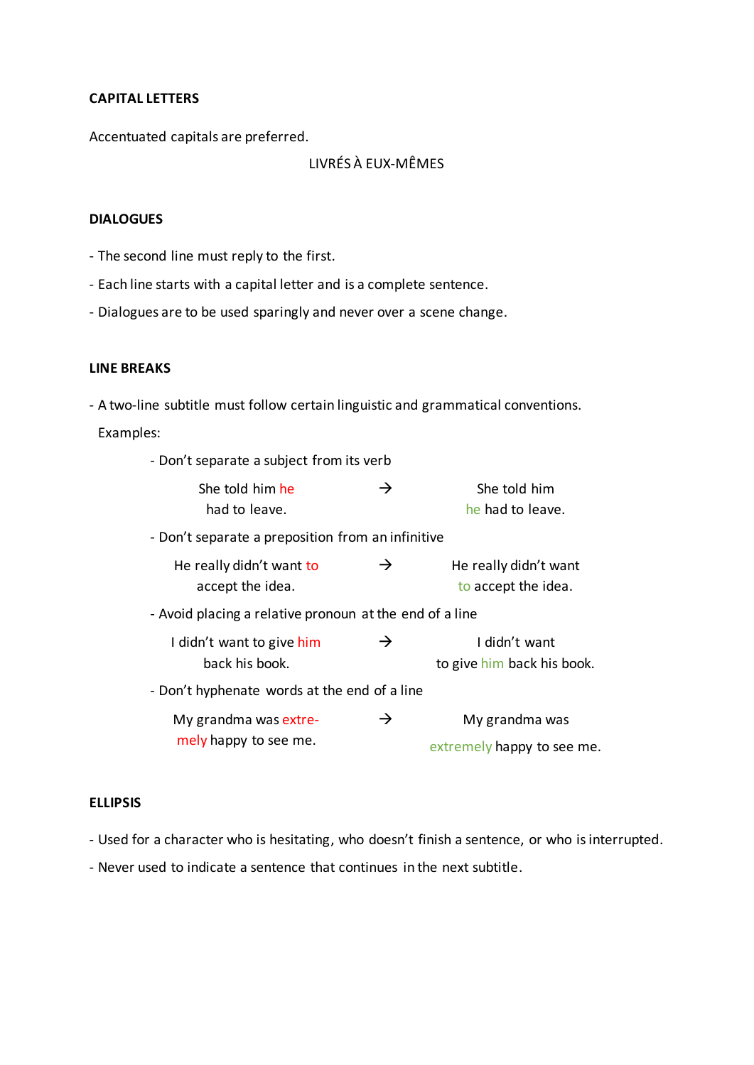**CAPITAL LETTERS**

Accentuated capitals are preferred.

LIVRÉS À EUX-MÊMES

**DIALOGUES**

- The second line must reply to the first.
- Each line starts with a capital letter and is a complete sentence.
- Dialogues are to be used sparingly and never over a scene change.

**LINE BREAKS**

- A two-line subtitle must follow certain linguistic and grammatical conventions.

Examples:

- Don't separate a subject from its verb

| | | |
|---|---|---|
| She told him he<br>had to leave. | → | She told him<br>he had to leave. |

- Don't separate a preposition from an infinitive

| | | |
|---|---|---|
| He really didn't want to<br>accept the idea. | → | He really didn't want<br>to accept the idea. |

- Avoid placing a relative pronoun at the end of a line

| | | |
|---|---|---|
| I didn't want to give him<br>back his book. | → | I didn't want<br>to give him back his book. |

- Don't hyphenate words at the end of a line

| | | |
|---|---|---|
| My grandma was extre-<br>mely happy to see me. | → | My grandma was<br>extremely happy to see me. |

**ELLIPSIS**

- Used for a character who is hesitating, who doesn't finish a sentence, or who is interrupted.
- Never used to indicate a sentence that continues in the next subtitle.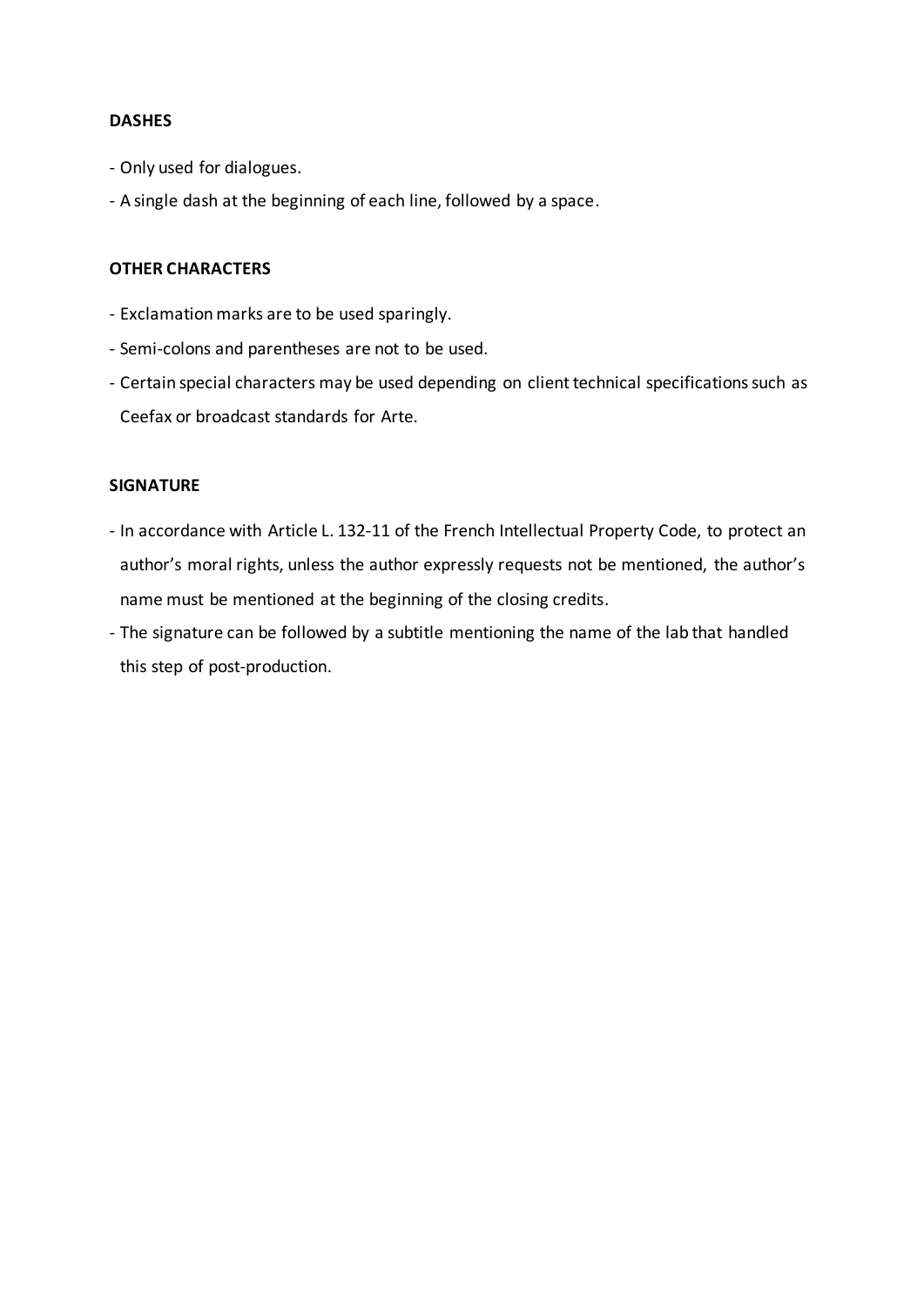**DASHES**

- Only used for dialogues.
- A single dash at the beginning of each line, followed by a space.

**OTHER CHARACTERS**

- Exclamation marks are to be used sparingly.
- Semi-colons and parentheses are not to be used.
- Certain special characters may be used depending on client technical specifications such as Ceefax or broadcast standards for Arte.

**SIGNATURE**

- In accordance with Article L. 132-11 of the French Intellectual Property Code, to protect an author's moral rights, unless the author expressly requests not be mentioned, the author's name must be mentioned at the beginning of the closing credits.
- The signature can be followed by a subtitle mentioning the name of the lab that handled this step of post-production.